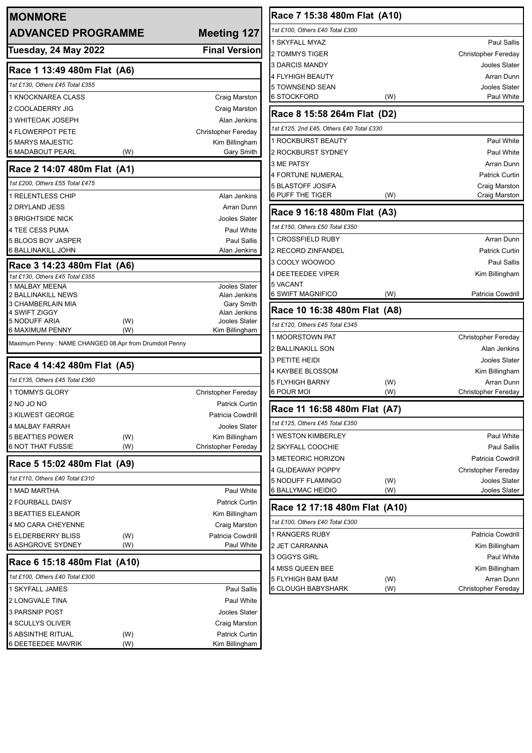# MONMORE

## ADVANCED PROGRAMME — Meeting 127

**Tuesday, 24 May 2022** — **Final Version**

### Race 1 13:49 480m Flat (A6)

*1st £130, Others £45 Total £355*

| Trap | Runner | | Trainer |
|---|---|---|---|
| 1 | KNOCKNAREA CLASS | | Craig Marston |
| 2 | COOLADERRY JIG | | Craig Marston |
| 3 | WHITEOAK JOSEPH | | Alan Jenkins |
| 4 | FLOWERPOT PETE | | Christopher Fereday |
| 5 | MARYS MAJESTIC | | Kim Billingham |
| 6 | MADABOUT PEARL | (W) | Gary Smith |

### Race 2 14:07 480m Flat (A1)

*1st £200, Others £55 Total £475*

| Trap | Runner | | Trainer |
|---|---|---|---|
| 1 | RELENTLESS CHIP | | Alan Jenkins |
| 2 | DRYLAND JESS | | Arran Dunn |
| 3 | BRIGHTSIDE NICK | | Jooles Slater |
| 4 | TEE CESS PUMA | | Paul White |
| 5 | BLOOS BOY JASPER | | Paul Sallis |
| 6 | BALLINAKILL JOHN | | Alan Jenkins |

### Race 3 14:23 480m Flat (A6)

*1st £130, Others £45 Total £355*

| Trap | Runner | | Trainer |
|---|---|---|---|
| 1 | MALBAY MEENA | | Jooles Slater |
| 2 | BALLINAKILL NEWS | | Alan Jenkins |
| 3 | CHAMBERLAIN MIA | | Gary Smith |
| 4 | SWIFT ZIGGY | | Alan Jenkins |
| 5 | NODUFF ARIA | (W) | Jooles Slater |
| 6 | MAXIMUM PENNY | (W) | Kim Billingham |

Maximum Penny : NAME CHANGED 08.Apr from Drumdoit Penny

### Race 4 14:42 480m Flat (A5)

*1st £135, Others £45 Total £360*

| Trap | Runner | | Trainer |
|---|---|---|---|
| 1 | TOMMYS GLORY | | Christopher Fereday |
| 2 | NO JO NO | | Patrick Curtin |
| 3 | KILWEST GEORGE | | Patricia Cowdrill |
| 4 | MALBAY FARRAH | | Jooles Slater |
| 5 | BEATTIES POWER | (W) | Kim Billingham |
| 6 | NOT THAT FUSSIE | (W) | Christopher Fereday |

### Race 5 15:02 480m Flat (A9)

*1st £110, Others £40 Total £310*

| Trap | Runner | | Trainer |
|---|---|---|---|
| 1 | MAD MARTHA | | Paul White |
| 2 | FOURBALL DAISY | | Patrick Curtin |
| 3 | BEATTIES ELEANOR | | Kim Billingham |
| 4 | MO CARA CHEYENNE | | Craig Marston |
| 5 | ELDERBERRY BLISS | (W) | Patricia Cowdrill |
| 6 | ASHGROVE SYDNEY | (W) | Paul White |

### Race 6 15:18 480m Flat (A10)

*1st £100, Others £40 Total £300*

| Trap | Runner | | Trainer |
|---|---|---|---|
| 1 | SKYFALL JAMES | | Paul Sallis |
| 2 | LONGVALE TINA | | Paul White |
| 3 | PARSNIP POST | | Jooles Slater |
| 4 | SCULLYS OLIVER | | Craig Marston |
| 5 | ABSINTHE RITUAL | (W) | Patrick Curtin |
| 6 | DEETEEDEE MAVRIK | (W) | Kim Billingham |

### Race 7 15:38 480m Flat (A10)

*1st £100, Others £40 Total £300*

| Trap | Runner | | Trainer |
|---|---|---|---|
| 1 | SKYFALL MYAZ | | Paul Sallis |
| 2 | TOMMYS TIGER | | Christopher Fereday |
| 3 | DARCIS MANDY | | Jooles Slater |
| 4 | FLYHIGH BEAUTY | | Arran Dunn |
| 5 | TOWNSEND SEAN | | Jooles Slater |
| 6 | STOCKFORD | (W) | Paul White |

### Race 8 15:58 264m Flat (D2)

*1st £125, 2nd £45, Others £40 Total £330*

| Trap | Runner | | Trainer |
|---|---|---|---|
| 1 | ROCKBURST BEAUTY | | Paul White |
| 2 | ROCKBURST SYDNEY | | Paul White |
| 3 | ME PATSY | | Arran Dunn |
| 4 | FORTUNE NUMERAL | | Patrick Curtin |
| 5 | BLASTOFF JOSIFA | | Craig Marston |
| 6 | PUFF THE TIGER | (W) | Craig Marston |

### Race 9 16:18 480m Flat (A3)

*1st £150, Others £50 Total £350*

| Trap | Runner | | Trainer |
|---|---|---|---|
| 1 | CROSSFIELD RUBY | | Arran Dunn |
| 2 | RECORD ZINFANDEL | | Patrick Curtin |
| 3 | COOLY WOOWOO | | Paul Sallis |
| 4 | DEETEEDEE VIPER | | Kim Billingham |
| 5 | VACANT | | |
| 6 | SWIFT MAGNIFICO | (W) | Patricia Cowdrill |

### Race 10 16:38 480m Flat (A8)

*1st £120, Others £45 Total £345*

| Trap | Runner | | Trainer |
|---|---|---|---|
| 1 | MOORSTOWN PAT | | Christopher Fereday |
| 2 | BALLINAKILL SON | | Alan Jenkins |
| 3 | PETITE HEIDI | | Jooles Slater |
| 4 | KAYBEE BLOSSOM | | Kim Billingham |
| 5 | FLYHIGH BARNY | (W) | Arran Dunn |
| 6 | POUR MOI | (W) | Christopher Fereday |

### Race 11 16:58 480m Flat (A7)

*1st £125, Others £45 Total £350*

| Trap | Runner | | Trainer |
|---|---|---|---|
| 1 | WESTON KIMBERLEY | | Paul White |
| 2 | SKYFALL COOCHIE | | Paul Sallis |
| 3 | METEORIC HORIZON | | Patricia Cowdrill |
| 4 | GLIDEAWAY POPPY | | Christopher Fereday |
| 5 | NODUFF FLAMINGO | (W) | Jooles Slater |
| 6 | BALLYMAC HEIDIO | (W) | Jooles Slater |

### Race 12 17:18 480m Flat (A10)

*1st £100, Others £40 Total £300*

| Trap | Runner | | Trainer |
|---|---|---|---|
| 1 | RANGERS RUBY | | Patricia Cowdrill |
| 2 | JET CARRANNA | | Kim Billingham |
| 3 | OGGYS GIRL | | Paul White |
| 4 | MISS QUEEN BEE | | Kim Billingham |
| 5 | FLYHIGH BAM BAM | (W) | Arran Dunn |
| 6 | CLOUGH BABYSHARK | (W) | Christopher Fereday |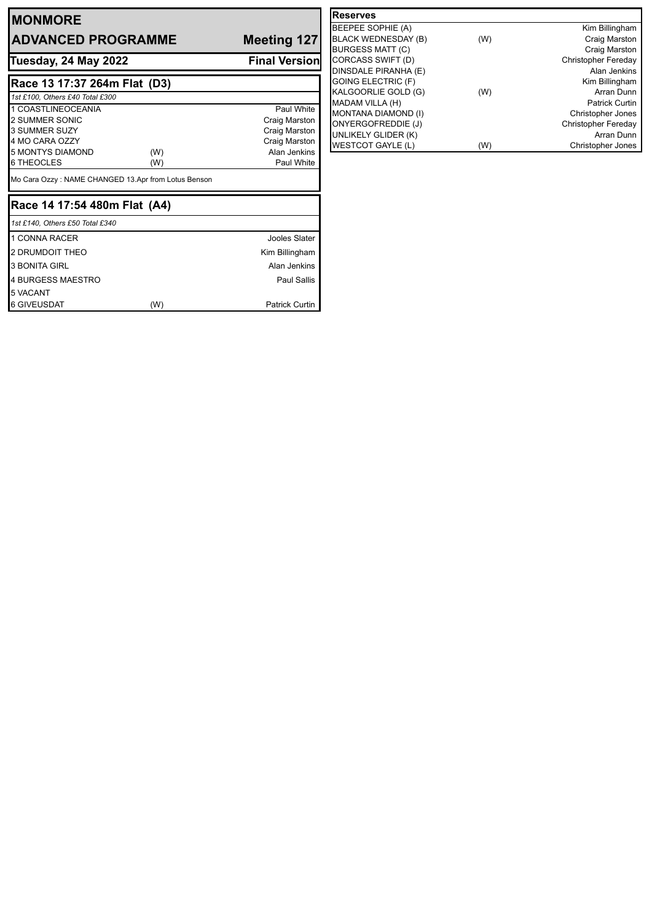# MONMORE

## ADVANCED PROGRAMME — Meeting 127

**Tuesday, 24 May 2022** — **Final Version**

### Race 13 17:37 264m Flat (D3)

*1st £100, Others £40 Total £300*

| | | |
|---|---|---|
| 1 COASTLINEOCEANIA | | Paul White |
| 2 SUMMER SONIC | | Craig Marston |
| 3 SUMMER SUZY | | Craig Marston |
| 4 MO CARA OZZY | | Craig Marston |
| 5 MONTYS DIAMOND | (W) | Alan Jenkins |
| 6 THEOCLES | (W) | Paul White |

Mo Cara Ozzy : NAME CHANGED 13.Apr from Lotus Benson

### Race 14 17:54 480m Flat (A4)

*1st £140, Others £50 Total £340*

| | | |
|---|---|---|
| 1 CONNA RACER | | Jooles Slater |
| 2 DRUMDOIT THEO | | Kim Billingham |
| 3 BONITA GIRL | | Alan Jenkins |
| 4 BURGESS MAESTRO | | Paul Sallis |
| 5 VACANT | | |
| 6 GIVEUSDAT | (W) | Patrick Curtin |

### Reserves

| | | |
|---|---|---|
| BEEPEE SOPHIE (A) | | Kim Billingham |
| BLACK WEDNESDAY (B) | (W) | Craig Marston |
| BURGESS MATT (C) | | Craig Marston |
| CORCASS SWIFT (D) | | Christopher Fereday |
| DINSDALE PIRANHA (E) | | Alan Jenkins |
| GOING ELECTRIC (F) | | Kim Billingham |
| KALGOORLIE GOLD (G) | (W) | Arran Dunn |
| MADAM VILLA (H) | | Patrick Curtin |
| MONTANA DIAMOND (I) | | Christopher Jones |
| ONYERGOFREDDIE (J) | | Christopher Fereday |
| UNLIKELY GLIDER (K) | | Arran Dunn |
| WESTCOT GAYLE (L) | (W) | Christopher Jones |